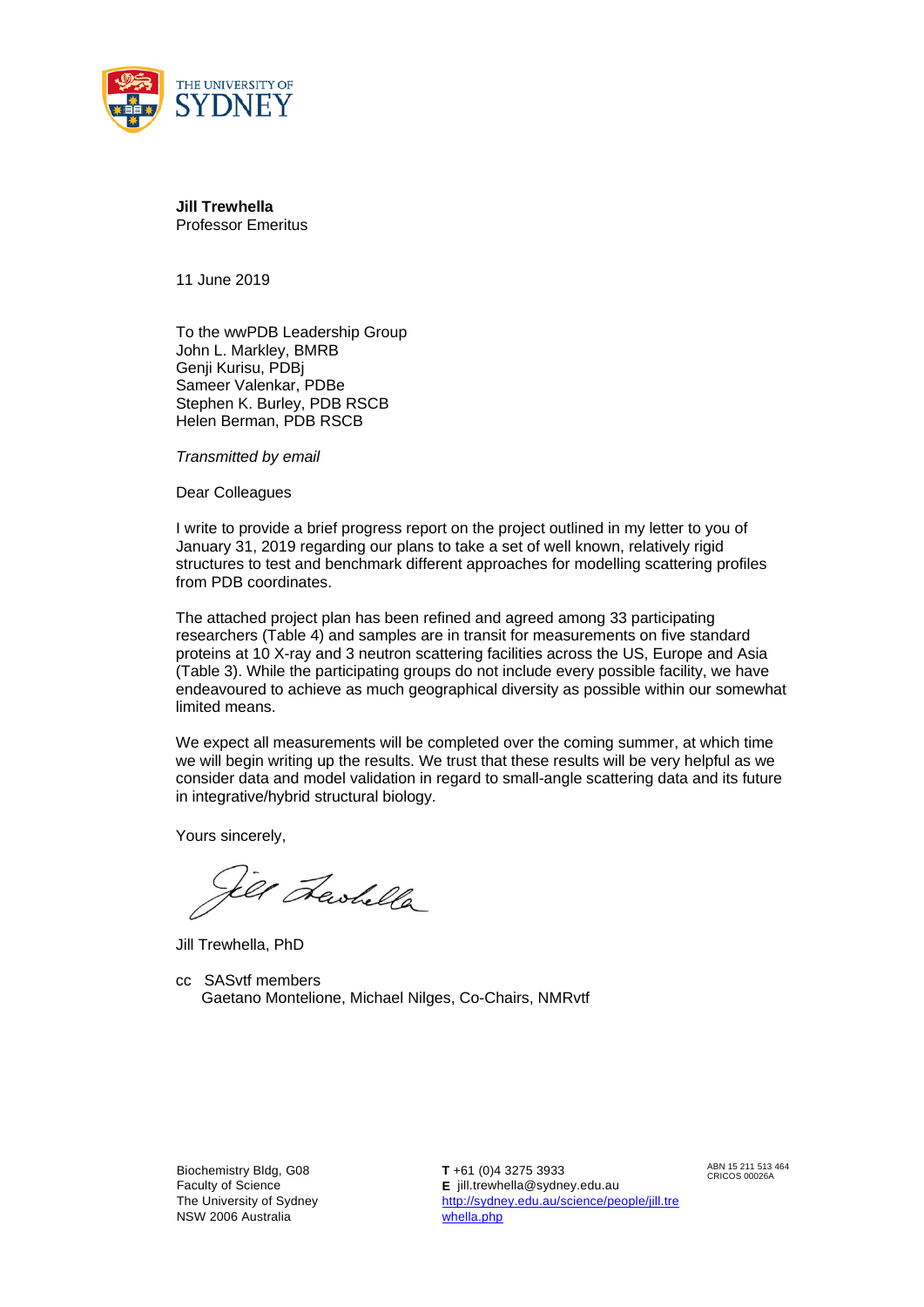THE UNIVERSITY OF SYDNEY

**Jill Trewhella**
Professor Emeritus

11 June 2019

To the wwPDB Leadership Group
John L. Markley, BMRB
Genji Kurisu, PDBj
Sameer Valenkar, PDBe
Stephen K. Burley, PDB RSCB
Helen Berman, PDB RSCB

*Transmitted by email*

Dear Colleagues

I write to provide a brief progress report on the project outlined in my letter to you of January 31, 2019 regarding our plans to take a set of well known, relatively rigid structures to test and benchmark different approaches for modelling scattering profiles from PDB coordinates.

The attached project plan has been refined and agreed among 33 participating researchers (Table 4) and samples are in transit for measurements on five standard proteins at 10 X-ray and 3 neutron scattering facilities across the US, Europe and Asia (Table 3). While the participating groups do not include every possible facility, we have endeavoured to achieve as much geographical diversity as possible within our somewhat limited means.

We expect all measurements will be completed over the coming summer, at which time we will begin writing up the results. We trust that these results will be very helpful as we consider data and model validation in regard to small-angle scattering data and its future in integrative/hybrid structural biology.

Yours sincerely,

Jill Trewhella, PhD

cc SASvtf members
Gaetano Montelione, Michael Nilges, Co-Chairs, NMRvtf

Biochemistry Bldg, G08
Faculty of Science
The University of Sydney
NSW 2006 Australia

**T** +61 (0)4 3275 3933
**E** jill.trewhella@sydney.edu.au
http://sydney.edu.au/science/people/jill.trewhella.php

ABN 15 211 513 464
CRICOS 00026A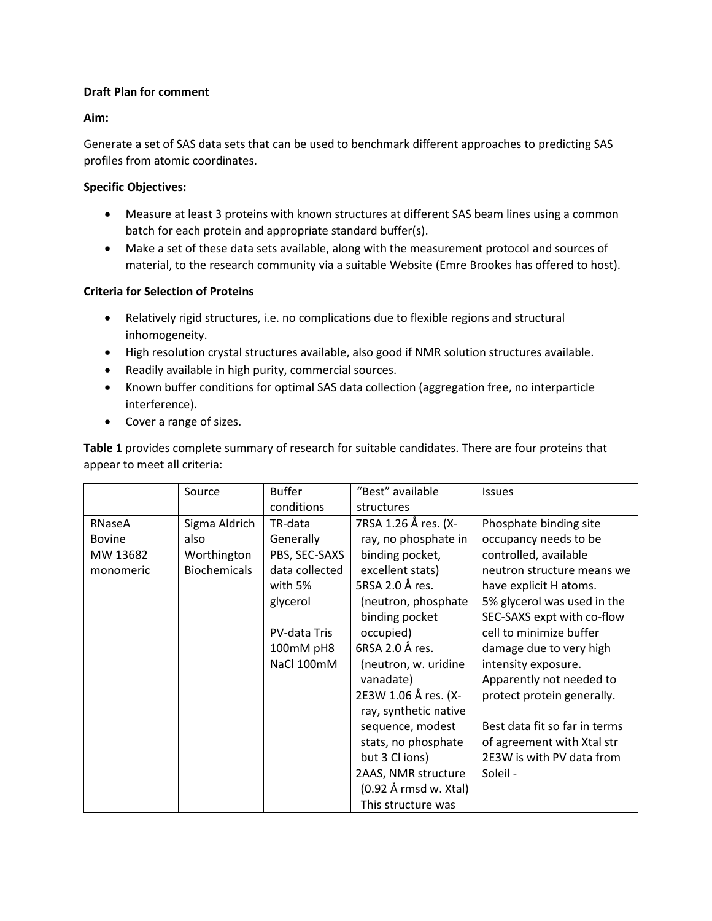**Draft Plan for comment**

**Aim:**

Generate a set of SAS data sets that can be used to benchmark different approaches to predicting SAS profiles from atomic coordinates.

**Specific Objectives:**

- Measure at least 3 proteins with known structures at different SAS beam lines using a common batch for each protein and appropriate standard buffer(s).
- Make a set of these data sets available, along with the measurement protocol and sources of material, to the research community via a suitable Website (Emre Brookes has offered to host).

**Criteria for Selection of Proteins**

- Relatively rigid structures, i.e. no complications due to flexible regions and structural inhomogeneity.
- High resolution crystal structures available, also good if NMR solution structures available.
- Readily available in high purity, commercial sources.
- Known buffer conditions for optimal SAS data collection (aggregation free, no interparticle interference).
- Cover a range of sizes.

**Table 1** provides complete summary of research for suitable candidates. There are four proteins that appear to meet all criteria:

| | Source | Buffer conditions | "Best" available structures | Issues |
|---|---|---|---|---|
| RNaseA Bovine MW 13682 monomeric | Sigma Aldrich also Worthington Biochemicals | TR-data Generally PBS, SEC-SAXS data collected with 5% glycerol<br><br>PV-data Tris 100mM pH8 NaCl 100mM | 7RSA 1.26 Å res. (X-ray, no phosphate in binding pocket, excellent stats)<br>5RSA 2.0 Å res. (neutron, phosphate binding pocket occupied)<br>6RSA 2.0 Å res. (neutron, w. uridine vanadate)<br>2E3W 1.06 Å res. (X-ray, synthetic native sequence, modest stats, no phosphate but 3 Cl ions)<br>2AAS, NMR structure (0.92 Å rmsd w. Xtal) This structure was | Phosphate binding site occupancy needs to be controlled, available neutron structure means we have explicit H atoms.<br>5% glycerol was used in the SEC-SAXS expt with co-flow cell to minimize buffer damage due to very high intensity exposure. Apparently not needed to protect protein generally.<br><br>Best data fit so far in terms of agreement with Xtal str 2E3W is with PV data from Soleil - |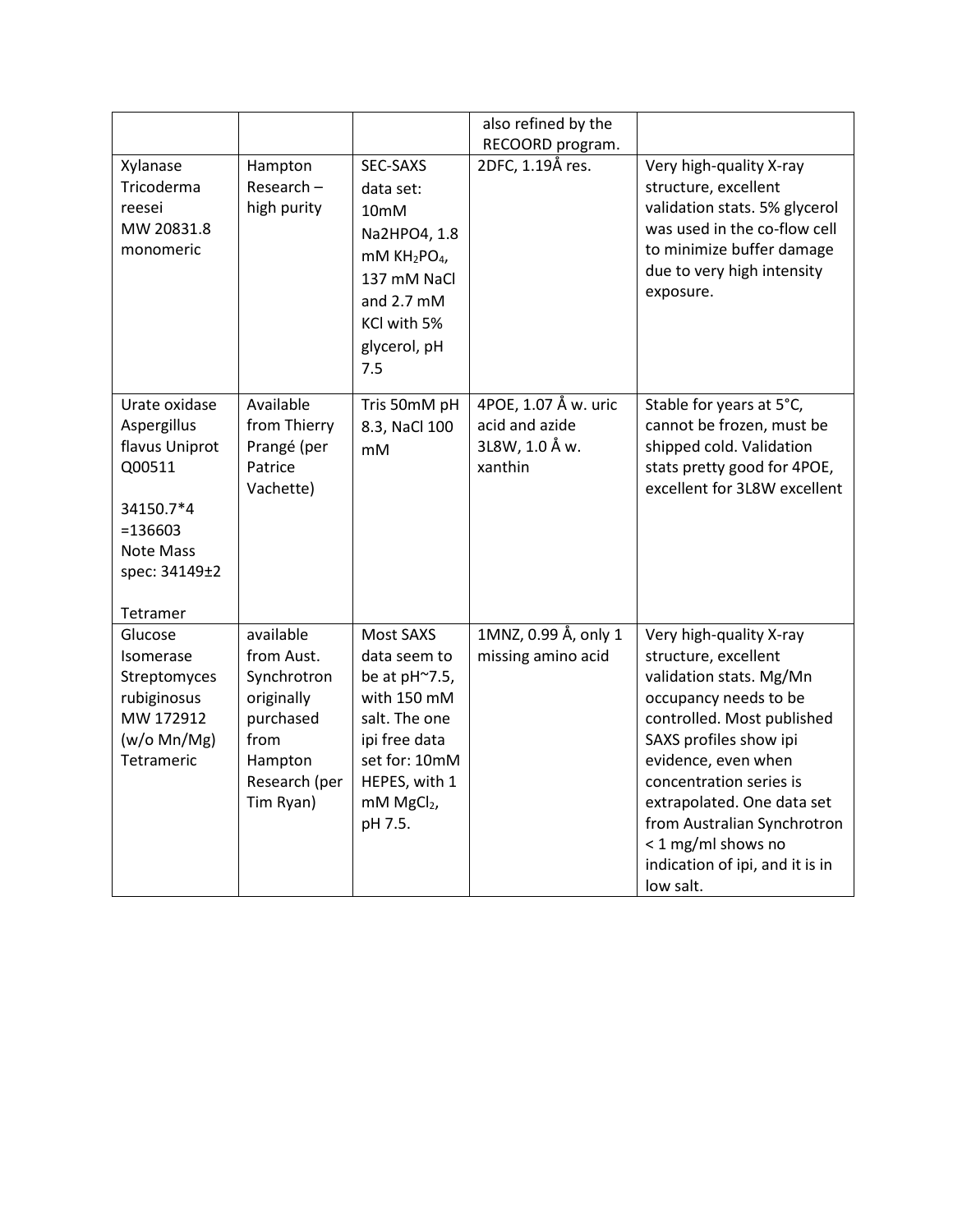| | | | also refined by the RECOORD program. | |
|---|---|---|---|---|
| Xylanase Tricoderma reesei MW 20831.8 monomeric | Hampton Research – high purity | SEC-SAXS data set: 10mM $Na_2HPO_4$, 1.8 mM $KH_2PO_4$, 137 mM NaCl and 2.7 mM KCl with 5% glycerol, pH 7.5 | 2DFC, 1.19Å res. | Very high-quality X-ray structure, excellent validation stats. 5% glycerol was used in the co-flow cell to minimize buffer damage due to very high intensity exposure. |
| Urate oxidase Aspergillus flavus Uniprot Q00511 34150.7*4 =136603 Note Mass spec: 34149±2 Tetramer | Available from Thierry Prangé (per Patrice Vachette) | Tris 50mM pH 8.3, NaCl 100 mM | 4POE, 1.07 Å w. uric acid and azide 3L8W, 1.0 Å w. xanthin | Stable for years at 5°C, cannot be frozen, must be shipped cold. Validation stats pretty good for 4POE, excellent for 3L8W excellent |
| Glucose Isomerase Streptomyces rubiginosus MW 172912 (w/o Mn/Mg) Tetrameric | available from Aust. Synchrotron originally purchased from Hampton Research (per Tim Ryan) | Most SAXS data seem to be at pH~7.5, with 150 mM salt. The one ipi free data set for: 10mM HEPES, with 1 mM $MgCl_2$, pH 7.5. | 1MNZ, 0.99 Å, only 1 missing amino acid | Very high-quality X-ray structure, excellent validation stats. Mg/Mn occupancy needs to be controlled. Most published SAXS profiles show ipi evidence, even when concentration series is extrapolated. One data set from Australian Synchrotron < 1 mg/ml shows no indication of ipi, and it is in low salt. |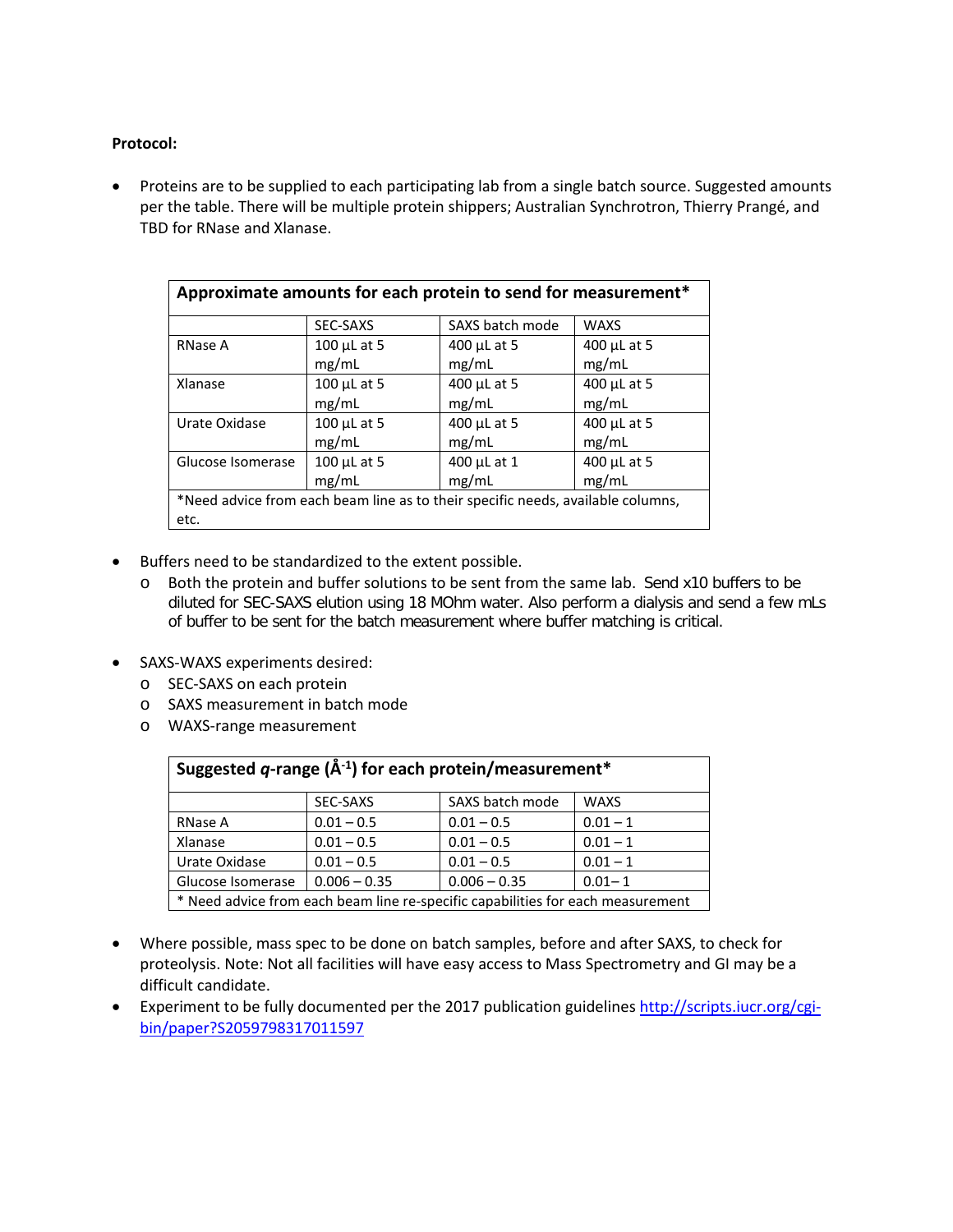**Protocol:**

- Proteins are to be supplied to each participating lab from a single batch source. Suggested amounts per the table. There will be multiple protein shippers; Australian Synchrotron, Thierry Prangé, and TBD for RNase and Xlanase.

| **Approximate amounts for each protein to send for measurement*** | | | |
|---|---|---|---|
| | SEC-SAXS | SAXS batch mode | WAXS |
| RNase A | 100 µL at 5 mg/mL | 400 µL at 5 mg/mL | 400 µL at 5 mg/mL |
| Xlanase | 100 µL at 5 mg/mL | 400 µL at 5 mg/mL | 400 µL at 5 mg/mL |
| Urate Oxidase | 100 µL at 5 mg/mL | 400 µL at 5 mg/mL | 400 µL at 5 mg/mL |
| Glucose Isomerase | 100 µL at 5 mg/mL | 400 µL at 1 mg/mL | 400 µL at 5 mg/mL |
| *Need advice from each beam line as to their specific needs, available columns, etc. | | | |

- Buffers need to be standardized to the extent possible.
  - Both the protein and buffer solutions to be sent from the same lab. Send x10 buffers to be diluted for SEC-SAXS elution using 18 MOhm water. Also perform a dialysis and send a few mLs of buffer to be sent for the batch measurement where buffer matching is critical.

- SAXS-WAXS experiments desired:
  - SEC-SAXS on each protein
  - SAXS measurement in batch mode
  - WAXS-range measurement

| **Suggested *q*-range (Å$^{-1}$) for each protein/measurement*** | | | |
|---|---|---|---|
| | SEC-SAXS | SAXS batch mode | WAXS |
| RNase A | 0.01 – 0.5 | 0.01 – 0.5 | 0.01 – 1 |
| Xlanase | 0.01 – 0.5 | 0.01 – 0.5 | 0.01 – 1 |
| Urate Oxidase | 0.01 – 0.5 | 0.01 – 0.5 | 0.01 – 1 |
| Glucose Isomerase | 0.006 – 0.35 | 0.006 – 0.35 | 0.01– 1 |
| * Need advice from each beam line re-specific capabilities for each measurement | | | |

- Where possible, mass spec to be done on batch samples, before and after SAXS, to check for proteolysis. Note: Not all facilities will have easy access to Mass Spectrometry and GI may be a difficult candidate.
- Experiment to be fully documented per the 2017 publication guidelines http://scripts.iucr.org/cgi-bin/paper?S2059798317011597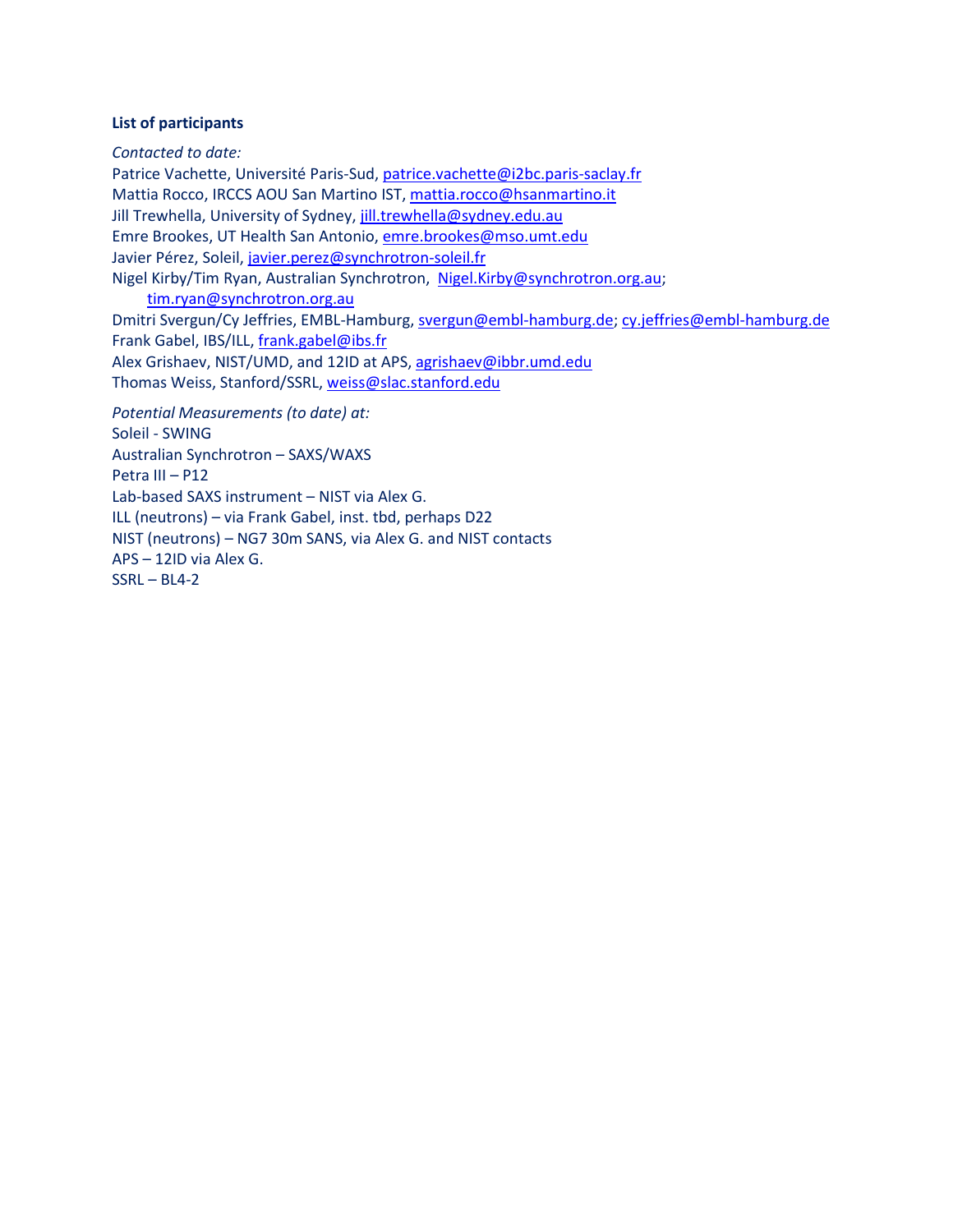**List of participants**

*Contacted to date:*

Patrice Vachette, Université Paris-Sud, patrice.vachette@i2bc.paris-saclay.fr
Mattia Rocco, IRCCS AOU San Martino IST, mattia.rocco@hsanmartino.it
Jill Trewhella, University of Sydney, jill.trewhella@sydney.edu.au
Emre Brookes, UT Health San Antonio, emre.brookes@mso.umt.edu
Javier Pérez, Soleil, javier.perez@synchrotron-soleil.fr
Nigel Kirby/Tim Ryan, Australian Synchrotron, Nigel.Kirby@synchrotron.org.au; tim.ryan@synchrotron.org.au
Dmitri Svergun/Cy Jeffries, EMBL-Hamburg, svergun@embl-hamburg.de; cy.jeffries@embl-hamburg.de
Frank Gabel, IBS/ILL, frank.gabel@ibs.fr
Alex Grishaev, NIST/UMD, and 12ID at APS, agrishaev@ibbr.umd.edu
Thomas Weiss, Stanford/SSRL, weiss@slac.stanford.edu

*Potential Measurements (to date) at:*

Soleil - SWING
Australian Synchrotron – SAXS/WAXS
Petra III – P12
Lab-based SAXS instrument – NIST via Alex G.
ILL (neutrons) – via Frank Gabel, inst. tbd, perhaps D22
NIST (neutrons) – NG7 30m SANS, via Alex G. and NIST contacts
APS – 12ID via Alex G.
SSRL – BL4-2